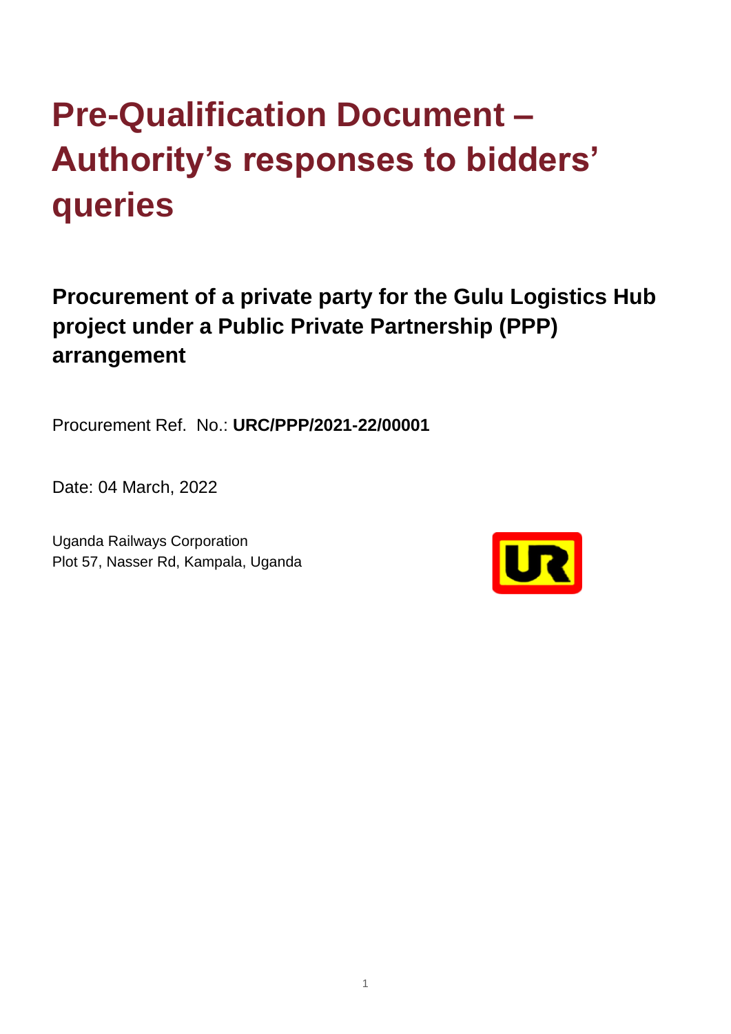# Pre-Qualification Document – Authority's responses to bidders' queries

## Procurement of a private party for the Gulu Logistics Hub project under a Public Private Partnership (PPP) arrangement

Procurement Ref. No.: **URC/PPP/2021-22/00001**

Date: 04 March, 2022

Uganda Railways Corporation
Plot 57, Nasser Rd, Kampala, Uganda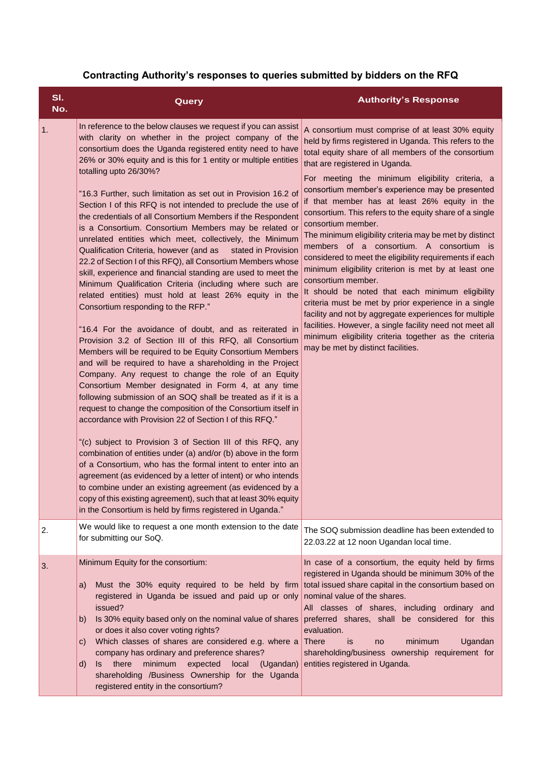**Contracting Authority's responses to queries submitted by bidders on the RFQ**

| Sl. No. | Query | Authority's Response |
|---|---|---|
| 1. | In reference to the below clauses we request if you can assist with clarity on whether in the project company of the consortium does the Uganda registered entity need to have 26% or 30% equity and is this for 1 entity or multiple entities totalling upto 26/30%?<br><br>"16.3 Further, such limitation as set out in Provision 16.2 of Section I of this RFQ is not intended to preclude the use of the credentials of all Consortium Members if the Respondent is a Consortium. Consortium Members may be related or unrelated entities which meet, collectively, the Minimum Qualification Criteria, however (and as stated in Provision 22.2 of Section I of this RFQ), all Consortium Members whose skill, experience and financial standing are used to meet the Minimum Qualification Criteria (including where such are related entities) must hold at least 26% equity in the Consortium responding to the RFP."<br><br>"16.4 For the avoidance of doubt, and as reiterated in Provision 3.2 of Section III of this RFQ, all Consortium Members will be required to be Equity Consortium Members and will be required to have a shareholding in the Project Company. Any request to change the role of an Equity Consortium Member designated in Form 4, at any time following submission of an SOQ shall be treated as if it is a request to change the composition of the Consortium itself in accordance with Provision 22 of Section I of this RFQ."<br><br>"(c) subject to Provision 3 of Section III of this RFQ, any combination of entities under (a) and/or (b) above in the form of a Consortium, who has the formal intent to enter into an agreement (as evidenced by a letter of intent) or who intends to combine under an existing agreement (as evidenced by a copy of this existing agreement), such that at least 30% equity in the Consortium is held by firms registered in Uganda." | A consortium must comprise of at least 30% equity held by firms registered in Uganda. This refers to the total equity share of all members of the consortium that are registered in Uganda.<br><br>For meeting the minimum eligibility criteria, a consortium member's experience may be presented if that member has at least 26% equity in the consortium. This refers to the equity share of a single consortium member.<br><br>The minimum eligibility criteria may be met by distinct members of a consortium. A consortium is considered to meet the eligibility requirements if each minimum eligibility criterion is met by at least one consortium member.<br><br>It should be noted that each minimum eligibility criteria must be met by prior experience in a single facility and not by aggregate experiences for multiple facilities. However, a single facility need not meet all minimum eligibility criteria together as the criteria may be met by distinct facilities. |
| 2. | We would like to request a one month extension to the date for submitting our SoQ. | The SOQ submission deadline has been extended to 22.03.22 at 12 noon Ugandan local time. |
| 3. | Minimum Equity for the consortium:<br><br>a) Must the 30% equity required to be held by firm registered in Uganda be issued and paid up or only issued?<br>b) Is 30% equity based only on the nominal value of shares or does it also cover voting rights?<br>c) Which classes of shares are considered e.g. where a company has ordinary and preference shares?<br>d) Is there minimum expected local (Ugandan) shareholding /Business Ownership for the Uganda registered entity in the consortium? | In case of a consortium, the equity held by firms registered in Uganda should be minimum 30% of the total issued share capital in the consortium based on nominal value of the shares.<br><br>All classes of shares, including ordinary and preferred shares, shall be considered for this evaluation.<br><br>There is no minimum Ugandan shareholding/business ownership requirement for entities registered in Uganda. |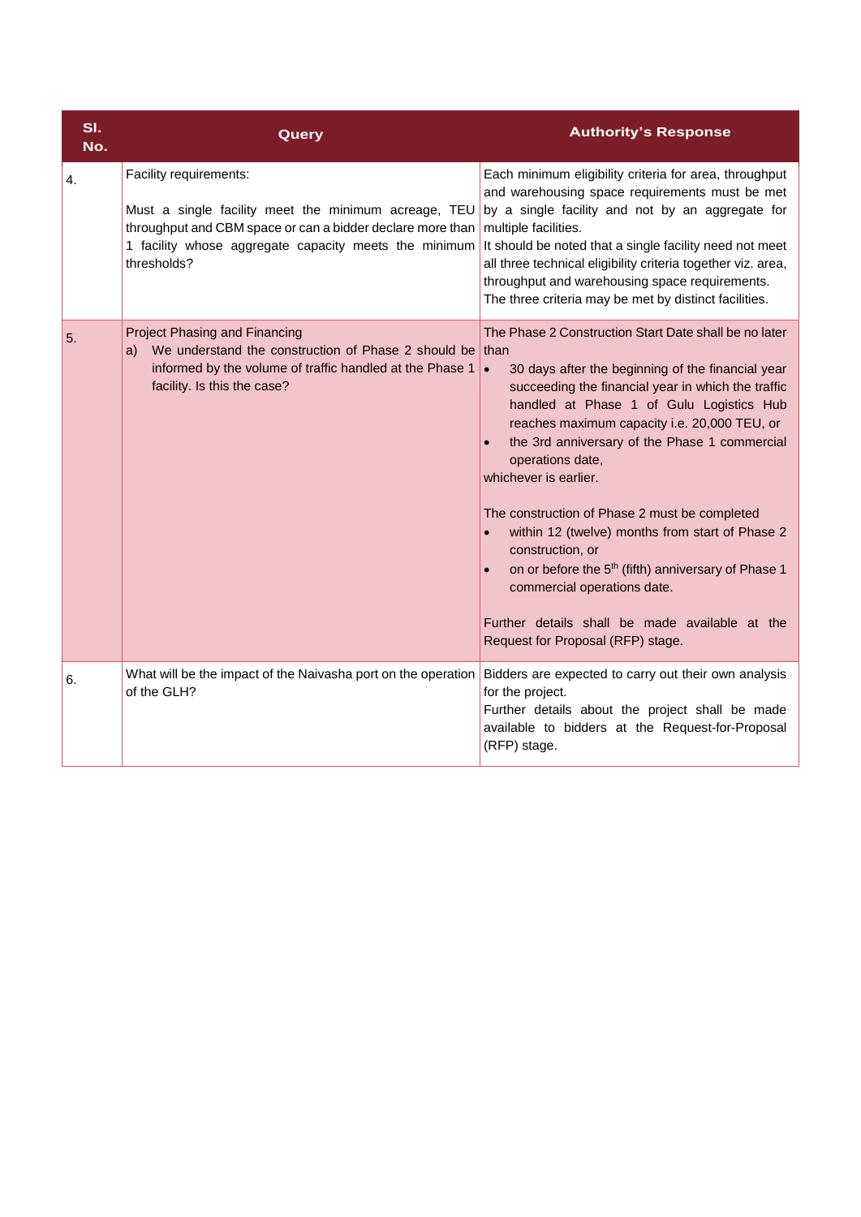| Sl. No. | Query | Authority's Response |
|---|---|---|
| 4. | Facility requirements:<br><br>Must a single facility meet the minimum acreage, TEU throughput and CBM space or can a bidder declare more than 1 facility whose aggregate capacity meets the minimum thresholds? | Each minimum eligibility criteria for area, throughput and warehousing space requirements must be met by a single facility and not by an aggregate for multiple facilities.<br>It should be noted that a single facility need not meet all three technical eligibility criteria together viz. area, throughput and warehousing space requirements.<br>The three criteria may be met by distinct facilities. |
| 5. | Project Phasing and Financing<br>a) We understand the construction of Phase 2 should be informed by the volume of traffic handled at the Phase 1 facility. Is this the case? | The Phase 2 Construction Start Date shall be no later than<br>• 30 days after the beginning of the financial year succeeding the financial year in which the traffic handled at Phase 1 of Gulu Logistics Hub reaches maximum capacity i.e. 20,000 TEU, or<br>• the 3rd anniversary of the Phase 1 commercial operations date,<br>whichever is earlier.<br><br>The construction of Phase 2 must be completed<br>• within 12 (twelve) months from start of Phase 2 construction, or<br>• on or before the 5th (fifth) anniversary of Phase 1 commercial operations date.<br><br>Further details shall be made available at the Request for Proposal (RFP) stage. |
| 6. | What will be the impact of the Naivasha port on the operation of the GLH? | Bidders are expected to carry out their own analysis for the project.<br>Further details about the project shall be made available to bidders at the Request-for-Proposal (RFP) stage. |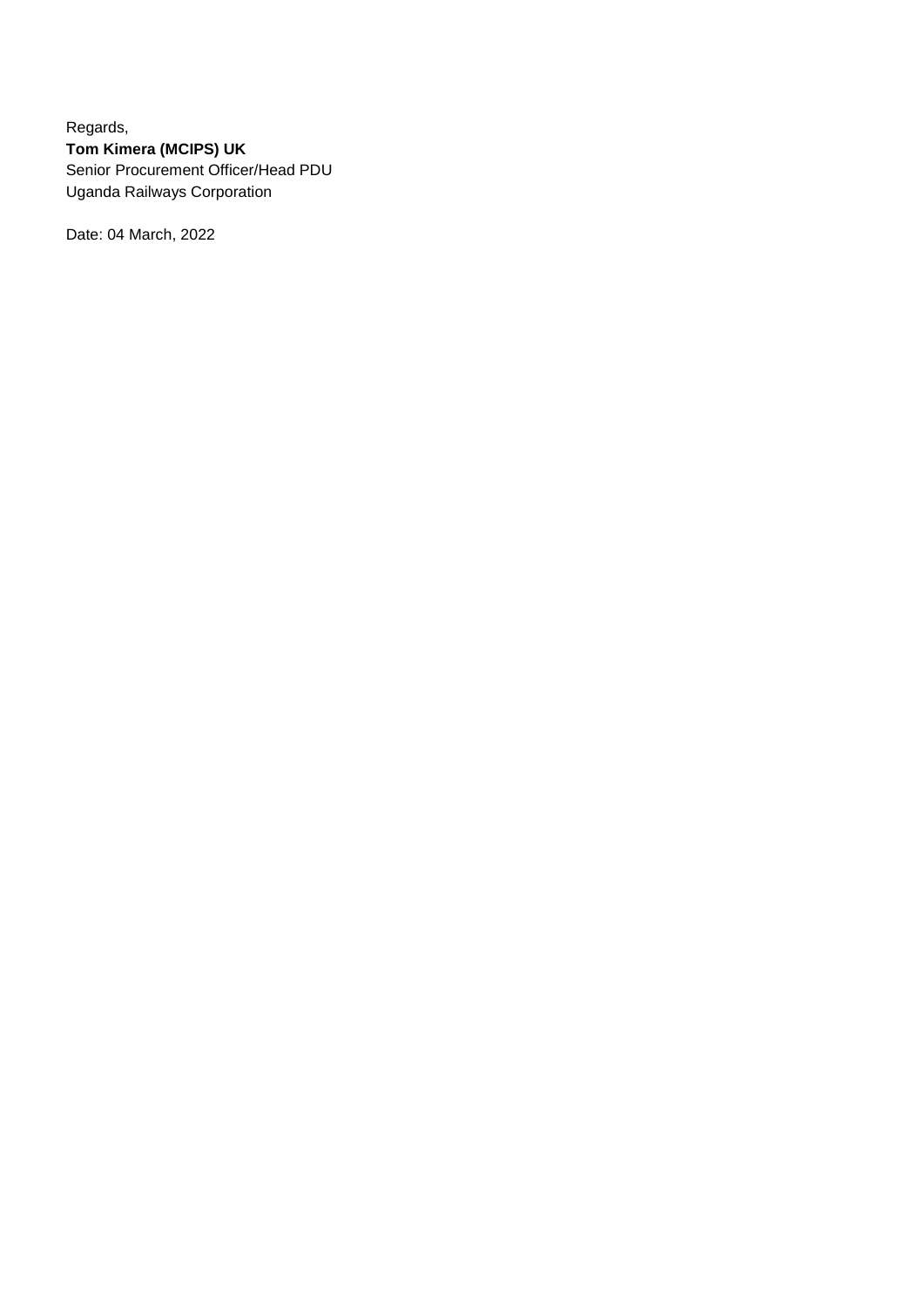Regards,

**Tom Kimera (MCIPS) UK**

Senior Procurement Officer/Head PDU

Uganda Railways Corporation

Date: 04 March, 2022